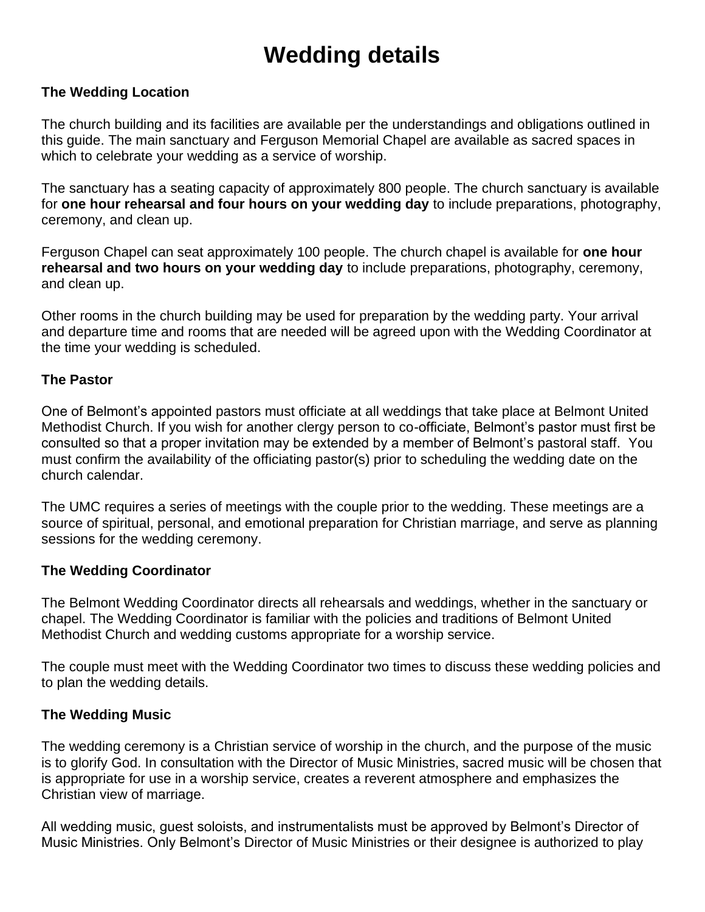# Wedding details

### The Wedding Location

The church building and its facilities are available per the understandings and obligations outlined in this guide. The main sanctuary and Ferguson Memorial Chapel are available as sacred spaces in which to celebrate your wedding as a service of worship.

The sanctuary has a seating capacity of approximately 800 people. The church sanctuary is available for **one hour rehearsal and four hours on your wedding day** to include preparations, photography, ceremony, and clean up.

Ferguson Chapel can seat approximately 100 people. The church chapel is available for **one hour rehearsal and two hours on your wedding day** to include preparations, photography, ceremony, and clean up.

Other rooms in the church building may be used for preparation by the wedding party. Your arrival and departure time and rooms that are needed will be agreed upon with the Wedding Coordinator at the time your wedding is scheduled.

### The Pastor

One of Belmont's appointed pastors must officiate at all weddings that take place at Belmont United Methodist Church. If you wish for another clergy person to co-officiate, Belmont's pastor must first be consulted so that a proper invitation may be extended by a member of Belmont's pastoral staff. You must confirm the availability of the officiating pastor(s) prior to scheduling the wedding date on the church calendar.

The UMC requires a series of meetings with the couple prior to the wedding. These meetings are a source of spiritual, personal, and emotional preparation for Christian marriage, and serve as planning sessions for the wedding ceremony.

### The Wedding Coordinator

The Belmont Wedding Coordinator directs all rehearsals and weddings, whether in the sanctuary or chapel. The Wedding Coordinator is familiar with the policies and traditions of Belmont United Methodist Church and wedding customs appropriate for a worship service.

The couple must meet with the Wedding Coordinator two times to discuss these wedding policies and to plan the wedding details.

### The Wedding Music

The wedding ceremony is a Christian service of worship in the church, and the purpose of the music is to glorify God. In consultation with the Director of Music Ministries, sacred music will be chosen that is appropriate for use in a worship service, creates a reverent atmosphere and emphasizes the Christian view of marriage.

All wedding music, guest soloists, and instrumentalists must be approved by Belmont's Director of Music Ministries. Only Belmont's Director of Music Ministries or their designee is authorized to play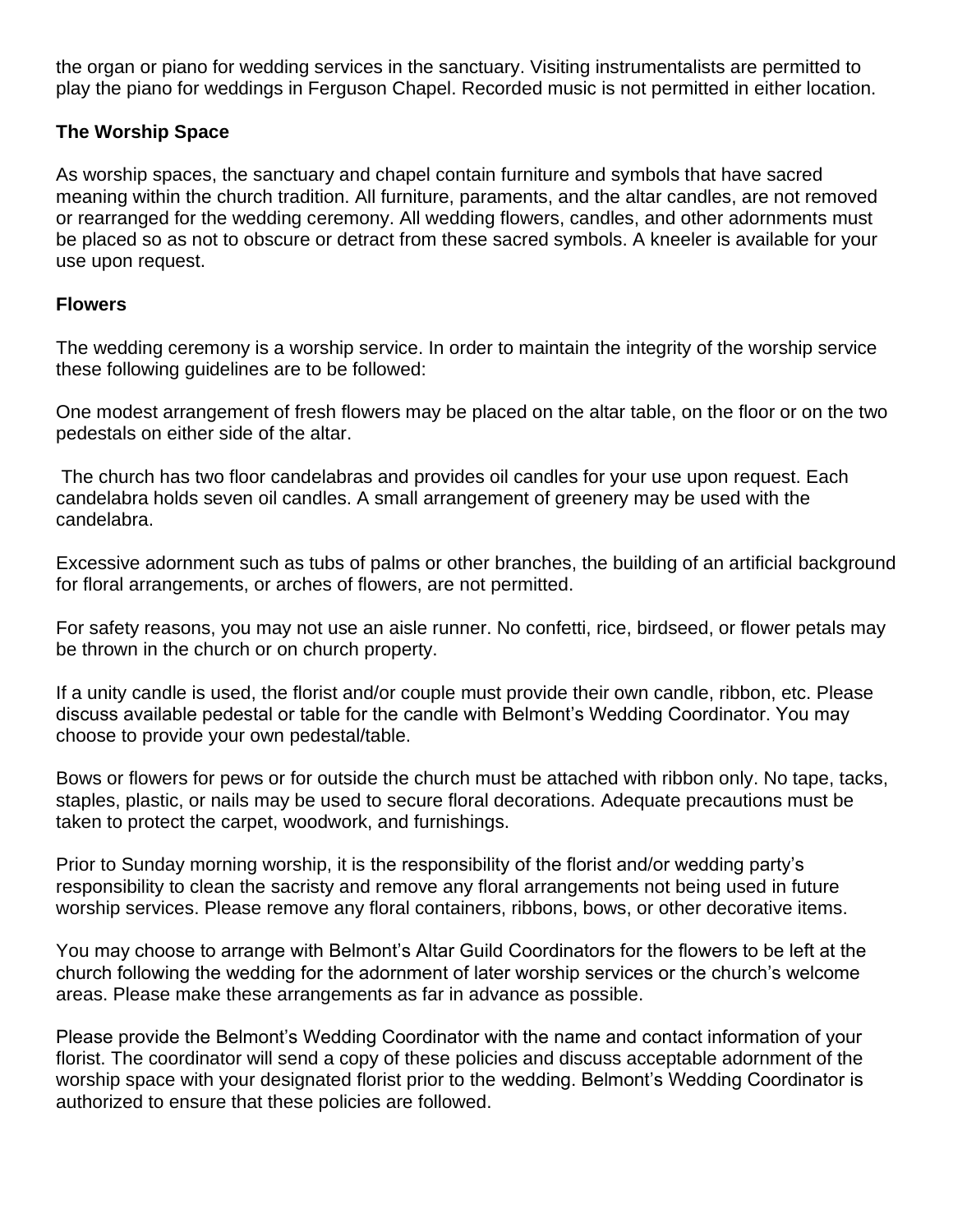the organ or piano for wedding services in the sanctuary. Visiting instrumentalists are permitted to play the piano for weddings in Ferguson Chapel. Recorded music is not permitted in either location.

**The Worship Space**

As worship spaces, the sanctuary and chapel contain furniture and symbols that have sacred meaning within the church tradition. All furniture, paraments, and the altar candles, are not removed or rearranged for the wedding ceremony. All wedding flowers, candles, and other adornments must be placed so as not to obscure or detract from these sacred symbols. A kneeler is available for your use upon request.

**Flowers**

The wedding ceremony is a worship service. In order to maintain the integrity of the worship service these following guidelines are to be followed:

One modest arrangement of fresh flowers may be placed on the altar table, on the floor or on the two pedestals on either side of the altar.

The church has two floor candelabras and provides oil candles for your use upon request. Each candelabra holds seven oil candles. A small arrangement of greenery may be used with the candelabra.

Excessive adornment such as tubs of palms or other branches, the building of an artificial background for floral arrangements, or arches of flowers, are not permitted.

For safety reasons, you may not use an aisle runner. No confetti, rice, birdseed, or flower petals may be thrown in the church or on church property.

If a unity candle is used, the florist and/or couple must provide their own candle, ribbon, etc. Please discuss available pedestal or table for the candle with Belmont's Wedding Coordinator. You may choose to provide your own pedestal/table.

Bows or flowers for pews or for outside the church must be attached with ribbon only. No tape, tacks, staples, plastic, or nails may be used to secure floral decorations. Adequate precautions must be taken to protect the carpet, woodwork, and furnishings.

Prior to Sunday morning worship, it is the responsibility of the florist and/or wedding party's responsibility to clean the sacristy and remove any floral arrangements not being used in future worship services. Please remove any floral containers, ribbons, bows, or other decorative items.

You may choose to arrange with Belmont's Altar Guild Coordinators for the flowers to be left at the church following the wedding for the adornment of later worship services or the church's welcome areas. Please make these arrangements as far in advance as possible.

Please provide the Belmont's Wedding Coordinator with the name and contact information of your florist. The coordinator will send a copy of these policies and discuss acceptable adornment of the worship space with your designated florist prior to the wedding. Belmont's Wedding Coordinator is authorized to ensure that these policies are followed.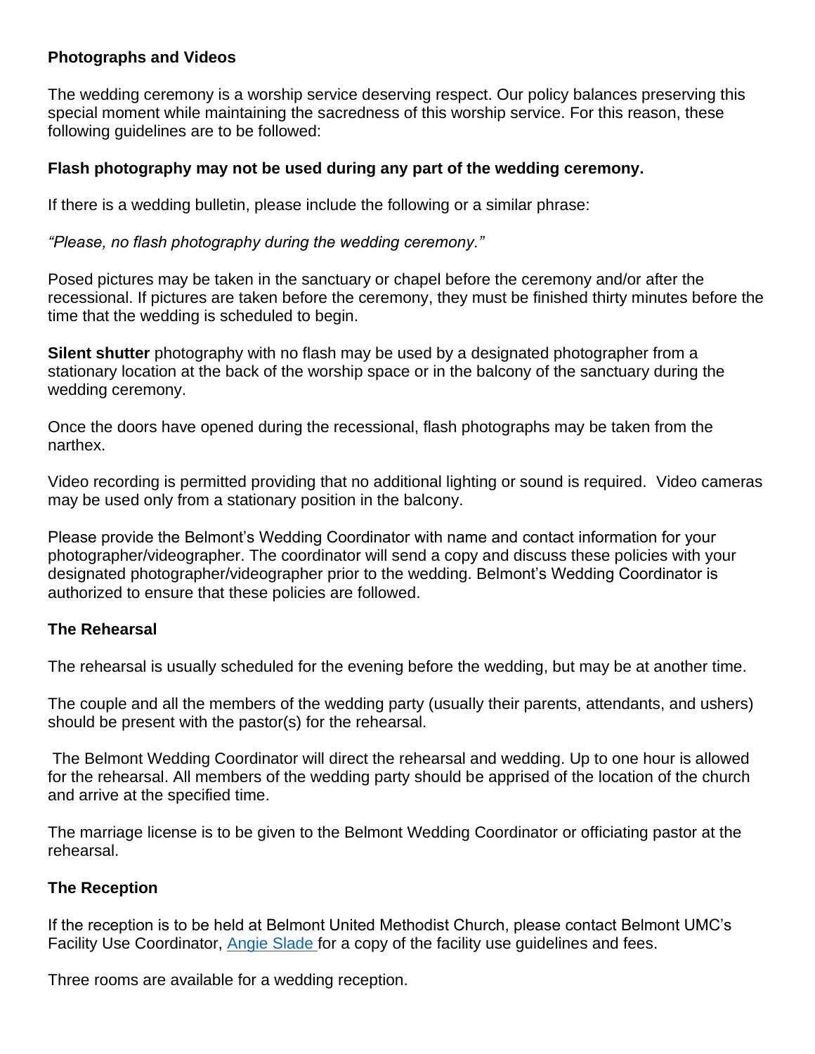**Photographs and Videos**

The wedding ceremony is a worship service deserving respect. Our policy balances preserving this special moment while maintaining the sacredness of this worship service. For this reason, these following guidelines are to be followed:

**Flash photography may not be used during any part of the wedding ceremony.**

If there is a wedding bulletin, please include the following or a similar phrase:

*"Please, no flash photography during the wedding ceremony."*

Posed pictures may be taken in the sanctuary or chapel before the ceremony and/or after the recessional. If pictures are taken before the ceremony, they must be finished thirty minutes before the time that the wedding is scheduled to begin.

**Silent shutter** photography with no flash may be used by a designated photographer from a stationary location at the back of the worship space or in the balcony of the sanctuary during the wedding ceremony.

Once the doors have opened during the recessional, flash photographs may be taken from the narthex.

Video recording is permitted providing that no additional lighting or sound is required. Video cameras may be used only from a stationary position in the balcony.

Please provide the Belmont's Wedding Coordinator with name and contact information for your photographer/videographer. The coordinator will send a copy and discuss these policies with your designated photographer/videographer prior to the wedding. Belmont's Wedding Coordinator is authorized to ensure that these policies are followed.

**The Rehearsal**

The rehearsal is usually scheduled for the evening before the wedding, but may be at another time.

The couple and all the members of the wedding party (usually their parents, attendants, and ushers) should be present with the pastor(s) for the rehearsal.

The Belmont Wedding Coordinator will direct the rehearsal and wedding. Up to one hour is allowed for the rehearsal. All members of the wedding party should be apprised of the location of the church and arrive at the specified time.

The marriage license is to be given to the Belmont Wedding Coordinator or officiating pastor at the rehearsal.

**The Reception**

If the reception is to be held at Belmont United Methodist Church, please contact Belmont UMC's Facility Use Coordinator, [Angie Slade](#) for a copy of the facility use guidelines and fees.

Three rooms are available for a wedding reception.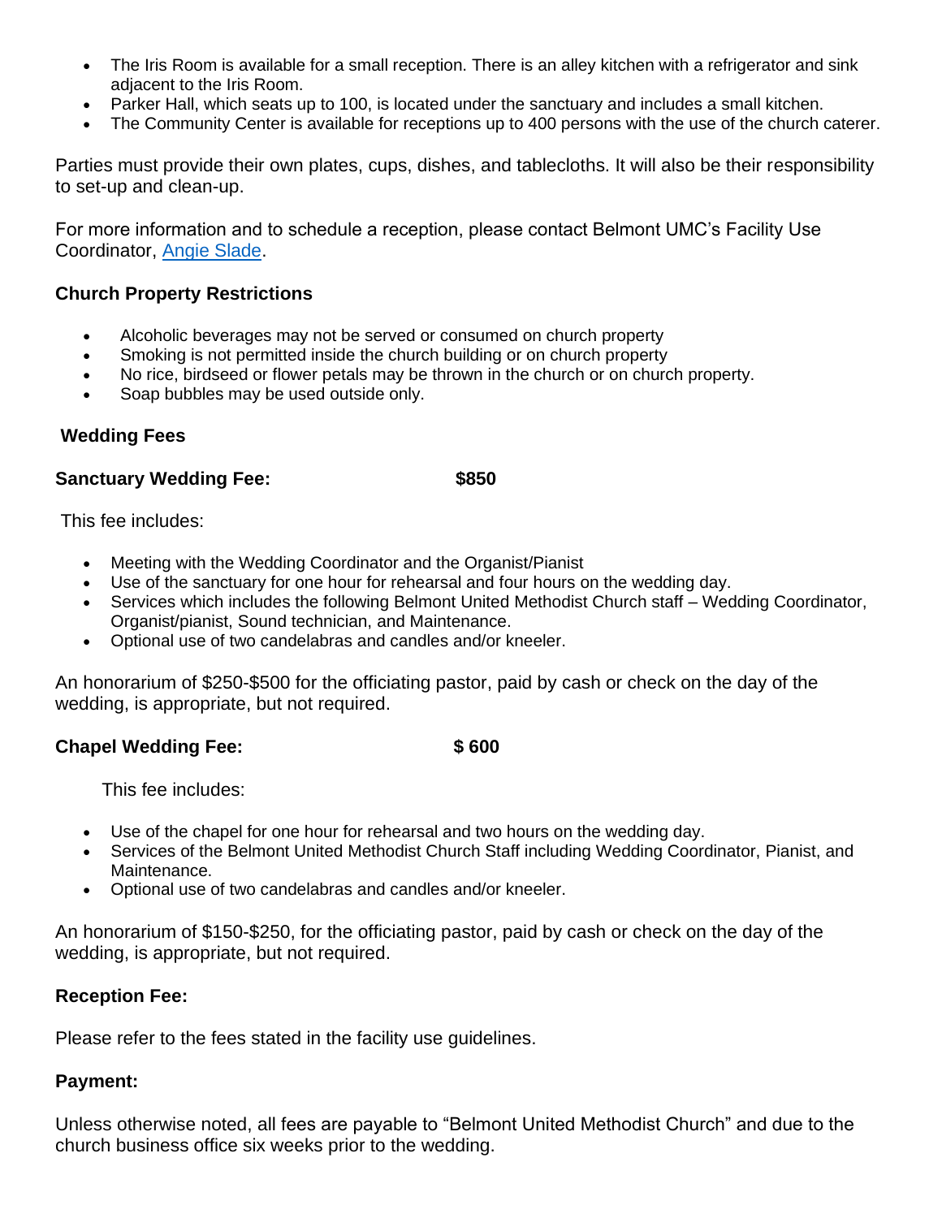- The Iris Room is available for a small reception. There is an alley kitchen with a refrigerator and sink adjacent to the Iris Room.
- Parker Hall, which seats up to 100, is located under the sanctuary and includes a small kitchen.
- The Community Center is available for receptions up to 400 persons with the use of the church caterer.

Parties must provide their own plates, cups, dishes, and tablecloths. It will also be their responsibility to set-up and clean-up.

For more information and to schedule a reception, please contact Belmont UMC's Facility Use Coordinator, [Angie Slade](Angie Slade).

### Church Property Restrictions

- Alcoholic beverages may not be served or consumed on church property
- Smoking is not permitted inside the church building or on church property
- No rice, birdseed or flower petals may be thrown in the church or on church property.
- Soap bubbles may be used outside only.

### Wedding Fees

**Sanctuary Wedding Fee: $850**

This fee includes:

- Meeting with the Wedding Coordinator and the Organist/Pianist
- Use of the sanctuary for one hour for rehearsal and four hours on the wedding day.
- Services which includes the following Belmont United Methodist Church staff – Wedding Coordinator, Organist/pianist, Sound technician, and Maintenance.
- Optional use of two candelabras and candles and/or kneeler.

An honorarium of $250-$500 for the officiating pastor, paid by cash or check on the day of the wedding, is appropriate, but not required.

**Chapel Wedding Fee: $ 600**

This fee includes:

- Use of the chapel for one hour for rehearsal and two hours on the wedding day.
- Services of the Belmont United Methodist Church Staff including Wedding Coordinator, Pianist, and Maintenance.
- Optional use of two candelabras and candles and/or kneeler.

An honorarium of $150-$250, for the officiating pastor, paid by cash or check on the day of the wedding, is appropriate, but not required.

**Reception Fee:**

Please refer to the fees stated in the facility use guidelines.

**Payment:**

Unless otherwise noted, all fees are payable to "Belmont United Methodist Church" and due to the church business office six weeks prior to the wedding.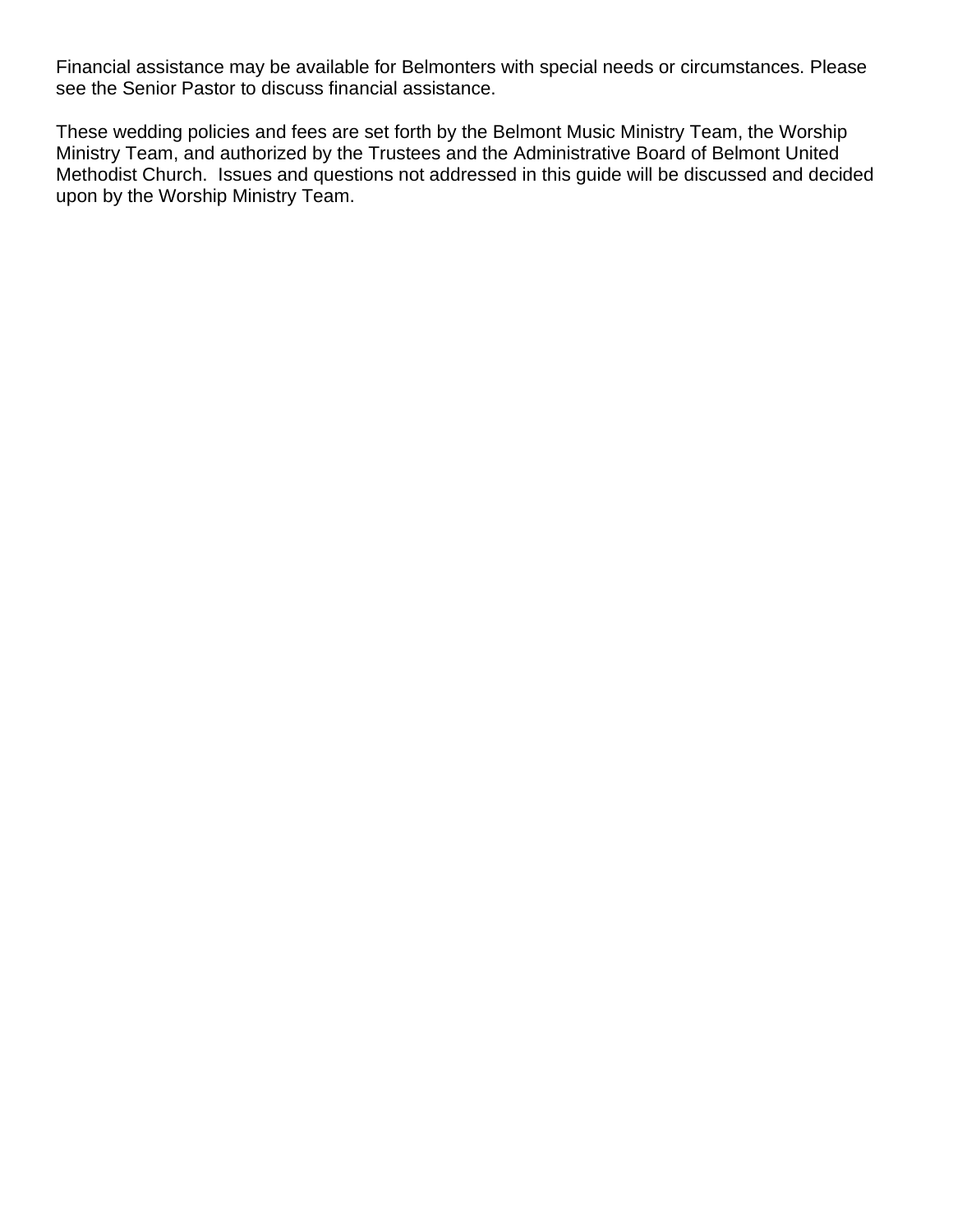Financial assistance may be available for Belmonters with special needs or circumstances. Please see the Senior Pastor to discuss financial assistance.

These wedding policies and fees are set forth by the Belmont Music Ministry Team, the Worship Ministry Team, and authorized by the Trustees and the Administrative Board of Belmont United Methodist Church. Issues and questions not addressed in this guide will be discussed and decided upon by the Worship Ministry Team.